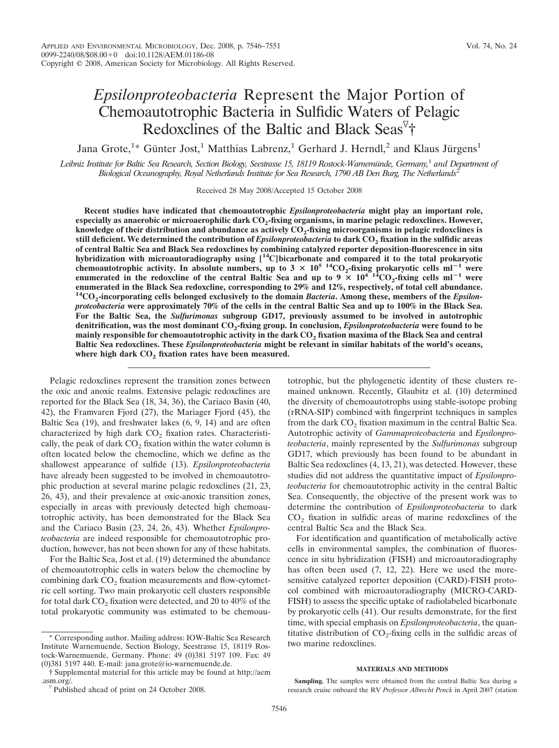# *Epsilonproteobacteria* Represent the Major Portion of Chemoautotrophic Bacteria in Sulfidic Waters of Pelagic Redoxclines of the Baltic and Black Seas[▽]†

Jana Grote,[1]* Günter Jost,[1] Matthias Labrenz,[1] Gerhard J. Herndl,[2] and Klaus Jürgens[1]

*Leibniz Institute for Baltic Sea Research, Section Biology, Seestrasse 15, 18119 Rostock-Warnemünde, Germany,[1] and Department of Biological Oceanography, Royal Netherlands Institute for Sea Research, 1790 AB Den Burg, The Netherlands[2]*

Received 28 May 2008/Accepted 15 October 2008

**Recent studies have indicated that chemoautotrophic *Epsilonproteobacteria* might play an important role, especially as anaerobic or microaerophilic dark $CO_2$-fixing organisms, in marine pelagic redoxclines. However, knowledge of their distribution and abundance as actively $CO_2$-fixing microorganisms in pelagic redoxclines is still deficient. We determined the contribution of *Epsilonproteobacteria* to dark $CO_2$ fixation in the sulfidic areas of central Baltic Sea and Black Sea redoxclines by combining catalyzed reporter deposition-fluorescence in situ hybridization with microautoradiography using [$^{14}$C]bicarbonate and compared it to the total prokaryotic chemoautotrophic activity. In absolute numbers, up to $3 \times 10^5$ $^{14}CO_2$-fixing prokaryotic cells $ml^{-1}$ were enumerated in the redoxcline of the central Baltic Sea and up to $9 \times 10^4$ $^{14}CO_2$-fixing cells $ml^{-1}$ were enumerated in the Black Sea redoxcline, corresponding to 29% and 12%, respectively, of total cell abundance. $^{14}CO_2$-incorporating cells belonged exclusively to the domain *Bacteria*. Among these, members of the *Epsilonproteobacteria* were approximately 70% of the cells in the central Baltic Sea and up to 100% in the Black Sea. For the Baltic Sea, the *Sulfurimonas* subgroup GD17, previously assumed to be involved in autotrophic denitrification, was the most dominant $CO_2$-fixing group. In conclusion, *Epsilonproteobacteria* were found to be mainly responsible for chemoautotrophic activity in the dark $CO_2$ fixation maxima of the Black Sea and central Baltic Sea redoxclines. These *Epsilonproteobacteria* might be relevant in similar habitats of the world's oceans, where high dark $CO_2$ fixation rates have been measured.**

Pelagic redoxclines represent the transition zones between the oxic and anoxic realms. Extensive pelagic redoxclines are reported for the Black Sea (18, 34, 36), the Cariaco Basin (40, 42), the Framvaren Fjord (27), the Mariager Fjord (45), the Baltic Sea (19), and freshwater lakes (6, 9, 14) and are often characterized by high dark $CO_2$ fixation rates. Characteristically, the peak of dark $CO_2$ fixation within the water column is often located below the chemocline, which we define as the shallowest appearance of sulfide (13). *Epsilonproteobacteria* have already been suggested to be involved in chemoautotrophic production at several marine pelagic redoxclines (21, 23, 26, 43), and their prevalence at oxic-anoxic transition zones, especially in areas with previously detected high chemoautotrophic activity, has been demonstrated for the Black Sea and the Cariaco Basin (23, 24, 26, 43). Whether *Epsilonproteobacteria* are indeed responsible for chemoautotrophic production, however, has not been shown for any of these habitats.

For the Baltic Sea, Jost et al. (19) determined the abundance of chemoautotrophic cells in waters below the chemocline by combining dark $CO_2$ fixation measurements and flow-cytometric cell sorting. Two main prokaryotic cell clusters responsible for total dark $CO_2$ fixation were detected, and 20 to 40% of the total prokaryotic community was estimated to be chemoautotrophic, but the phylogenetic identity of these clusters remained unknown. Recently, Glaubitz et al. (10) determined the diversity of chemoautotrophs using stable-isotope probing (rRNA-SIP) combined with fingerprint techniques in samples from the dark $CO_2$ fixation maximum in the central Baltic Sea. Autotrophic activity of *Gammaproteobacteria* and *Epsilonproteobacteria*, mainly represented by the *Sulfurimonas* subgroup GD17, which previously has been found to be abundant in Baltic Sea redoxclines (4, 13, 21), was detected. However, these studies did not address the quantitative impact of *Epsilonproteobacteria* for chemoautotrophic activity in the central Baltic Sea. Consequently, the objective of the present work was to determine the contribution of *Epsilonproteobacteria* to dark $CO_2$ fixation in sulfidic areas of marine redoxclines of the central Baltic Sea and the Black Sea.

For identification and quantification of metabolically active cells in environmental samples, the combination of fluorescence in situ hybridization (FISH) and microautoradiography has often been used (7, 12, 22). Here we used the more-sensitive catalyzed reporter deposition (CARD)-FISH protocol combined with microautoradiography (MICRO-CARD-FISH) to assess the specific uptake of radiolabeled bicarbonate by prokaryotic cells (41). Our results demonstrate, for the first time, with special emphasis on *Epsilonproteobacteria*, the quantitative distribution of $CO_2$-fixing cells in the sulfidic areas of two marine redoxclines.

## MATERIALS AND METHODS

**Sampling.** The samples were obtained from the central Baltic Sea during a research cruise onboard the RV *Professor Albrecht Penck* in April 2007 (station

* Corresponding author. Mailing address: IOW-Baltic Sea Research Institute Warnemuende, Section Biology, Seestrasse 15, 18119 Rostock-Warnemuende, Germany. Phone: 49 (0)381 5197 109. Fax: 49 (0)381 5197 440. E-mail: jana.grote@io-warnemuende.de.

† Supplemental material for this article may be found at http://aem.asm.org/.

▽ Published ahead of print on 24 October 2008.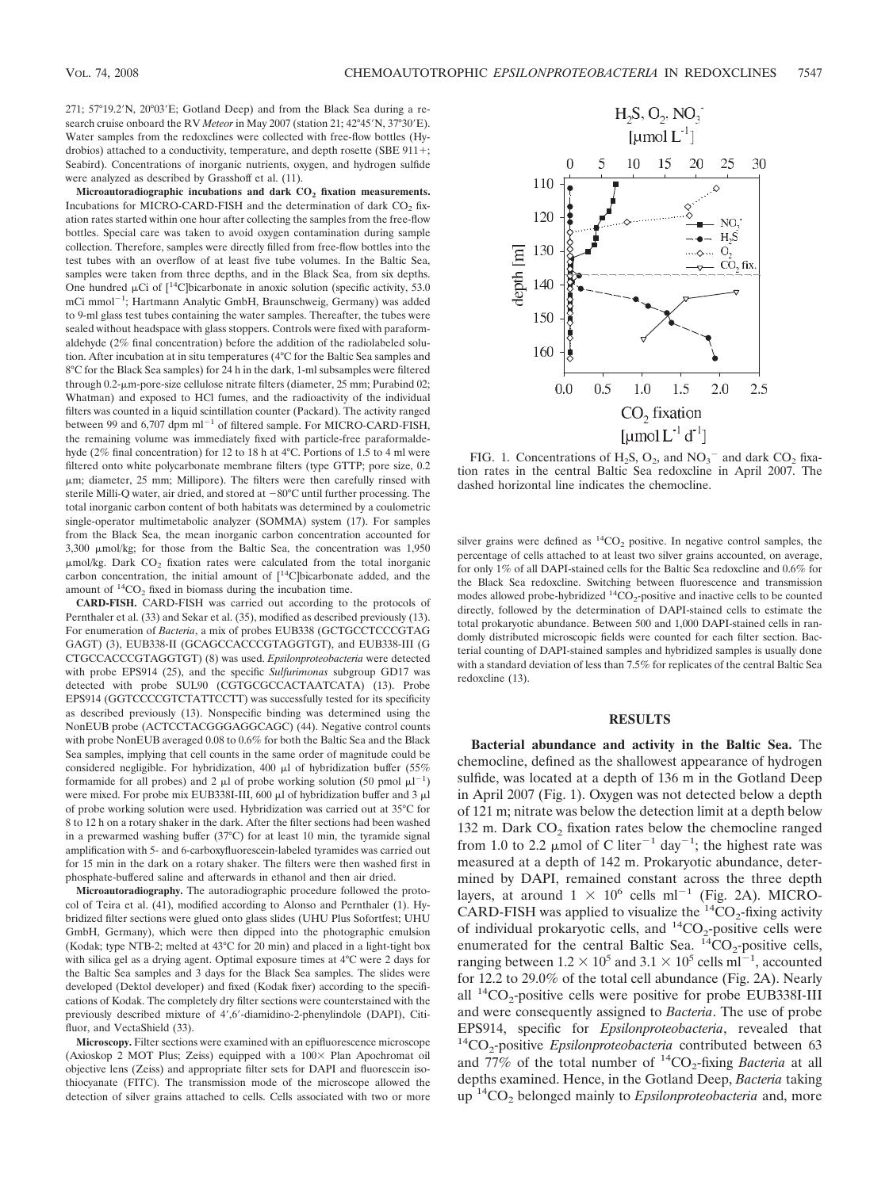271; 57°19.2′N, 20°03′E; Gotland Deep) and from the Black Sea during a research cruise onboard the RV *Meteor* in May 2007 (station 21; 42°45′N, 37°30′E). Water samples from the redoxclines were collected with free-flow bottles (Hydrobios) attached to a conductivity, temperature, and depth rosette (SBE 911+; Seabird). Concentrations of inorganic nutrients, oxygen, and hydrogen sulfide were analyzed as described by Grasshoff et al. (11).

**Microautoradiographic incubations and dark $CO_2$ fixation measurements.** Incubations for MICRO-CARD-FISH and the determination of dark $CO_2$ fixation rates started within one hour after collecting the samples from the free-flow bottles. Special care was taken to avoid oxygen contamination during sample collection. Therefore, samples were directly filled from free-flow bottles into the test tubes with an overflow of at least five tube volumes. In the Baltic Sea, samples were taken from three depths, and in the Black Sea, from six depths. One hundred μCi of [$^{14}$C]bicarbonate in anoxic solution (specific activity, 53.0 mCi mmol$^{-1}$; Hartmann Analytic GmbH, Braunschweig, Germany) was added to 9-ml glass test tubes containing the water samples. Thereafter, the tubes were sealed without headspace with glass stoppers. Controls were fixed with paraformaldehyde (2% final concentration) before the addition of the radiolabeled solution. After incubation at in situ temperatures (4°C for the Baltic Sea samples and 8°C for the Black Sea samples) for 24 h in the dark, 1-ml subsamples were filtered through 0.2-μm-pore-size cellulose nitrate filters (diameter, 25 mm; Purabind 02; Whatman) and exposed to HCl fumes, and the radioactivity of the individual filters was counted in a liquid scintillation counter (Packard). The activity ranged between 99 and 6,707 dpm ml$^{-1}$ of filtered sample. For MICRO-CARD-FISH, the remaining volume was immediately fixed with particle-free paraformaldehyde (2% final concentration) for 12 to 18 h at 4°C. Portions of 1.5 to 4 ml were filtered onto white polycarbonate membrane filters (type GTTP; pore size, 0.2 μm; diameter, 25 mm; Millipore). The filters were then carefully rinsed with sterile Milli-Q water, air dried, and stored at −80°C until further processing. The total inorganic carbon content of both habitats was determined by a coulometric single-operator multimetabolic analyzer (SOMMA) system (17). For samples from the Black Sea, the mean inorganic carbon concentration accounted for 3,300 μmol/kg; for those from the Baltic Sea, the concentration was 1,950 μmol/kg. Dark $CO_2$ fixation rates were calculated from the total inorganic carbon concentration, the initial amount of [$^{14}$C]bicarbonate added, and the amount of $^{14}CO_2$ fixed in biomass during the incubation time.

**CARD-FISH.** CARD-FISH was carried out according to the protocols of Pernthaler et al. (33) and Sekar et al. (35), modified as described previously (13). For enumeration of *Bacteria*, a mix of probes EUB338 (GCTGCCTCCCGTAG GAGT) (3), EUB338-II (GCAGCCACCCGTAGGTGT), and EUB338-III (G CTGCCACCCGTAGGTGT) (8) was used. *Epsilonproteobacteria* were detected with probe EPS914 (25), and the specific *Sulfurimonas* subgroup GD17 was detected with probe SUL90 (CGTGCGCCACTAATCATA) (13). Probe EPS914 (GGTCCCCGTCTATTCCTT) was successfully tested for its specificity as described previously (13). Nonspecific binding was determined using the NonEUB probe (ACTCCTACGGGAGGCAGC) (44). Negative control counts with probe NonEUB averaged 0.08 to 0.6% for both the Baltic Sea and the Black Sea samples, implying that cell counts in the same order of magnitude could be considered negligible. For hybridization, 400 μl of hybridization buffer (55% formamide for all probes) and 2 μl of probe working solution (50 pmol μl$^{-1}$) were mixed. For probe mix EUB338I-III, 600 μl of hybridization buffer and 3 μl of probe working solution were used. Hybridization was carried out at 35°C for 8 to 12 h on a rotary shaker in the dark. After the filter sections had been washed in a prewarmed washing buffer (37°C) for at least 10 min, the tyramide signal amplification with 5- and 6-carboxyfluorescein-labeled tyramides was carried out for 15 min in the dark on a rotary shaker. The filters were then washed first in phosphate-buffered saline and afterwards in ethanol and then air dried.

**Microautoradiography.** The autoradiographic procedure followed the protocol of Teira et al. (41), modified according to Alonso and Pernthaler (1). Hybridized filter sections were glued onto glass slides (UHU Plus Sofortfest; UHU GmbH, Germany), which were then dipped into the photographic emulsion (Kodak; type NTB-2; melted at 43°C for 20 min) and placed in a light-tight box with silica gel as a drying agent. Optimal exposure times at 4°C were 2 days for the Baltic Sea samples and 3 days for the Black Sea samples. The slides were developed (Dektol developer) and fixed (Kodak fixer) according to the specifications of Kodak. The completely dry filter sections were counterstained with the previously described mixture of 4′,6′-diamidino-2-phenylindole (DAPI), Citifluor, and VectaShield (33).

**Microscopy.** Filter sections were examined with an epifluorescence microscope (Axioskop 2 MOT Plus; Zeiss) equipped with a 100× Plan Apochromat oil objective lens (Zeiss) and appropriate filter sets for DAPI and fluorescein isothiocyanate (FITC). The transmission mode of the microscope allowed the detection of silver grains attached to cells. Cells associated with two or more silver grains were defined as $^{14}CO_2$ positive. In negative control samples, the percentage of cells attached to at least two silver grains accounted, on average, for only 1% of all DAPI-stained cells for the Baltic Sea redoxcline and 0.6% for the Black Sea redoxcline. Switching between fluorescence and transmission modes allowed probe-hybridized $^{14}CO_2$-positive and inactive cells to be counted directly, followed by the determination of DAPI-stained cells to estimate the total prokaryotic abundance. Between 500 and 1,000 DAPI-stained cells in randomly distributed microscopic fields were counted for each filter section. Bacterial counting of DAPI-stained samples and hybridized samples is usually done with a standard deviation of less than 7.5% for replicates of the central Baltic Sea redoxcline (13).

FIG. 1. Concentrations of $H_2S$, $O_2$, and $NO_3^-$ and dark $CO_2$ fixation rates in the central Baltic Sea redoxcline in April 2007. The dashed horizontal line indicates the chemocline.

## RESULTS

**Bacterial abundance and activity in the Baltic Sea.** The chemocline, defined as the shallowest appearance of hydrogen sulfide, was located at a depth of 136 m in the Gotland Deep in April 2007 (Fig. 1). Oxygen was not detected below a depth of 121 m; nitrate was below the detection limit at a depth below 132 m. Dark $CO_2$ fixation rates below the chemocline ranged from 1.0 to 2.2 μmol of C liter$^{-1}$ day$^{-1}$; the highest rate was measured at a depth of 142 m. Prokaryotic abundance, determined by DAPI, remained constant across the three depth layers, at around $1 \times 10^6$ cells ml$^{-1}$ (Fig. 2A). MICRO-CARD-FISH was applied to visualize the $^{14}CO_2$-fixing activity of individual prokaryotic cells, and $^{14}CO_2$-positive cells were enumerated for the central Baltic Sea. $^{14}CO_2$-positive cells, ranging between $1.2 \times 10^5$ and $3.1 \times 10^5$ cells ml$^{-1}$, accounted for 12.2 to 29.0% of the total cell abundance (Fig. 2A). Nearly all $^{14}CO_2$-positive cells were positive for probe EUB338I-III and were consequently assigned to *Bacteria*. The use of probe EPS914, specific for *Epsilonproteobacteria*, revealed that $^{14}CO_2$-positive *Epsilonproteobacteria* contributed between 63 and 77% of the total number of $^{14}CO_2$-fixing *Bacteria* at all depths examined. Hence, in the Gotland Deep, *Bacteria* taking up $^{14}CO_2$ belonged mainly to *Epsilonproteobacteria* and, more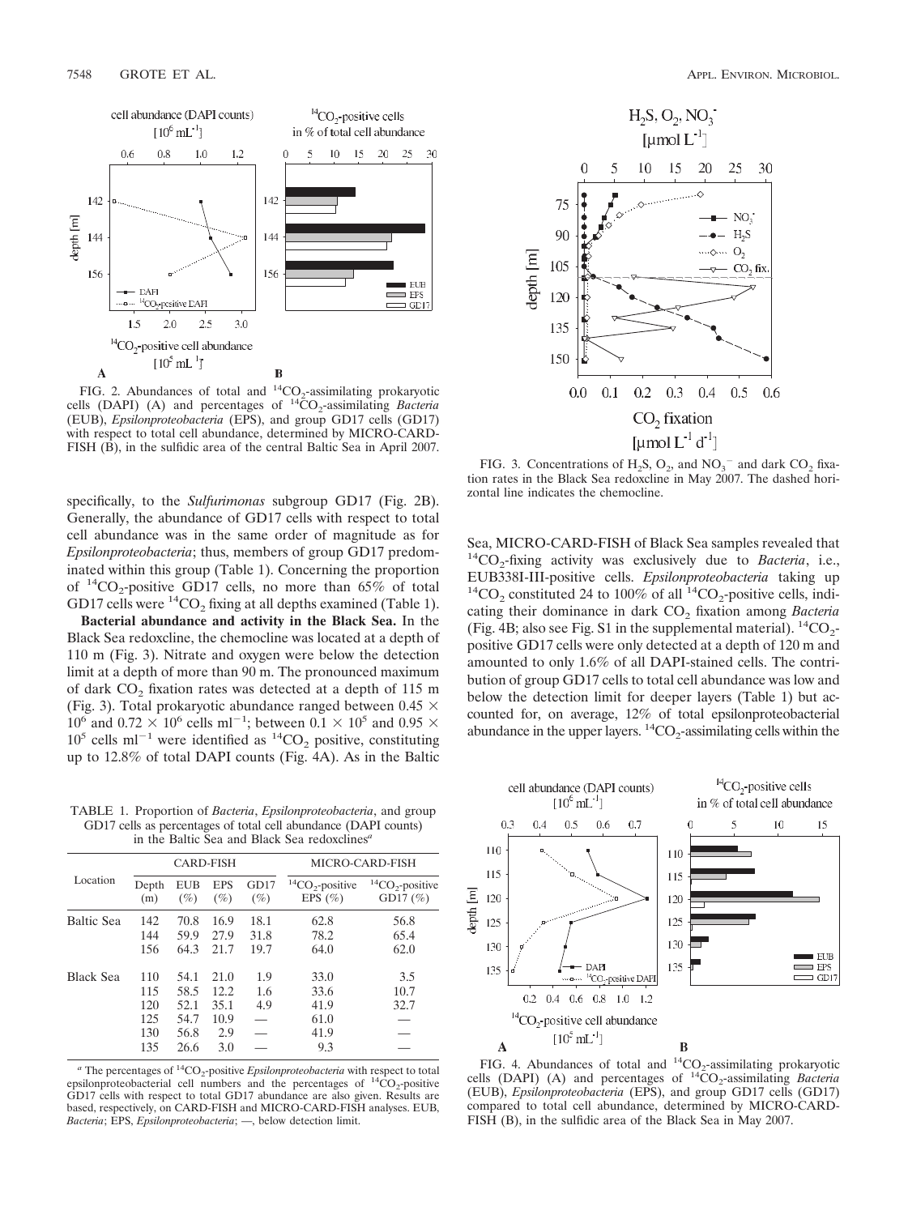FIG. 2. Abundances of total and $^{14}CO_2$-assimilating prokaryotic cells (DAPI) (A) and percentages of $^{14}CO_2$-assimilating *Bacteria* (EUB), *Epsilonproteobacteria* (EPS), and group GD17 cells (GD17) with respect to total cell abundance, determined by MICRO-CARD-FISH (B), in the sulfidic area of the central Baltic Sea in April 2007.

FIG. 3. Concentrations of $H_2S$, $O_2$, and $NO_3^-$ and dark $CO_2$ fixation rates in the Black Sea redoxcline in May 2007. The dashed horizontal line indicates the chemocline.

specifically, to the *Sulfurimonas* subgroup GD17 (Fig. 2B). Generally, the abundance of GD17 cells with respect to total cell abundance was in the same order of magnitude as for *Epsilonproteobacteria*; thus, members of group GD17 predominated within this group (Table 1). Concerning the proportion of $^{14}CO_2$-positive GD17 cells, no more than 65% of total GD17 cells were $^{14}CO_2$ fixing at all depths examined (Table 1).

**Bacterial abundance and activity in the Black Sea.** In the Black Sea redoxcline, the chemocline was located at a depth of 110 m (Fig. 3). Nitrate and oxygen were below the detection limit at a depth of more than 90 m. The pronounced maximum of dark $CO_2$ fixation rates was detected at a depth of 115 m (Fig. 3). Total prokaryotic abundance ranged between $0.45 \times 10^6$ and $0.72 \times 10^6$ cells $ml^{-1}$; between $0.1 \times 10^5$ and $0.95 \times 10^5$ cells $ml^{-1}$ were identified as $^{14}CO_2$ positive, constituting up to 12.8% of total DAPI counts (Fig. 4A). As in the Baltic Sea, MICRO-CARD-FISH of Black Sea samples revealed that $^{14}CO_2$-fixing activity was exclusively due to *Bacteria*, i.e., EUB338I-III-positive cells. *Epsilonproteobacteria* taking up $^{14}CO_2$ constituted 24 to 100% of all $^{14}CO_2$-positive cells, indicating their dominance in dark $CO_2$ fixation among *Bacteria* (Fig. 4B; also see Fig. S1 in the supplemental material). $^{14}CO_2$-positive GD17 cells were only detected at a depth of 120 m and amounted to only 1.6% of all DAPI-stained cells. The contribution of group GD17 cells to total cell abundance was low and below the detection limit for deeper layers (Table 1) but accounted for, on average, 12% of total epsilonproteobacterial abundance in the upper layers. $^{14}CO_2$-assimilating cells within the

TABLE 1. Proportion of *Bacteria*, *Epsilonproteobacteria*, and group GD17 cells as percentages of total cell abundance (DAPI counts) in the Baltic Sea and Black Sea redoxclines[a]

| Location | CARD-FISH | | | | MICRO-CARD-FISH | |
|---|---|---|---|---|---|---|
| | Depth (m) | EUB (%) | EPS (%) | GD17 (%) | $^{14}CO_2$-positive EPS (%) | $^{14}CO_2$-positive GD17 (%) |
| Baltic Sea | 142 | 70.8 | 16.9 | 18.1 | 62.8 | 56.8 |
| | 144 | 59.9 | 27.9 | 31.8 | 78.2 | 65.4 |
| | 156 | 64.3 | 21.7 | 19.7 | 64.0 | 62.0 |
| Black Sea | 110 | 54.1 | 21.0 | 1.9 | 33.0 | 3.5 |
| | 115 | 58.5 | 12.2 | 1.6 | 33.6 | 10.7 |
| | 120 | 52.1 | 35.1 | 4.9 | 41.9 | 32.7 |
| | 125 | 54.7 | 10.9 | — | 61.0 | — |
| | 130 | 56.8 | 2.9 | — | 41.9 | — |
| | 135 | 26.6 | 3.0 | — | 9.3 | — |

[a] The percentages of $^{14}CO_2$-positive *Epsilonproteobacteria* with respect to total epsilonproteobacterial cell numbers and the percentages of $^{14}CO_2$-positive GD17 cells with respect to total GD17 abundance are also given. Results are based, respectively, on CARD-FISH and MICRO-CARD-FISH analyses. EUB, *Bacteria*; EPS, *Epsilonproteobacteria*; —, below detection limit.

FIG. 4. Abundances of total and $^{14}CO_2$-assimilating prokaryotic cells (DAPI) (A) and percentages of $^{14}CO_2$-assimilating *Bacteria* (EUB), *Epsilonproteobacteria* (EPS), and group GD17 cells (GD17) compared to total cell abundance, determined by MICRO-CARD-FISH (B), in the sulfidic area of the Black Sea in May 2007.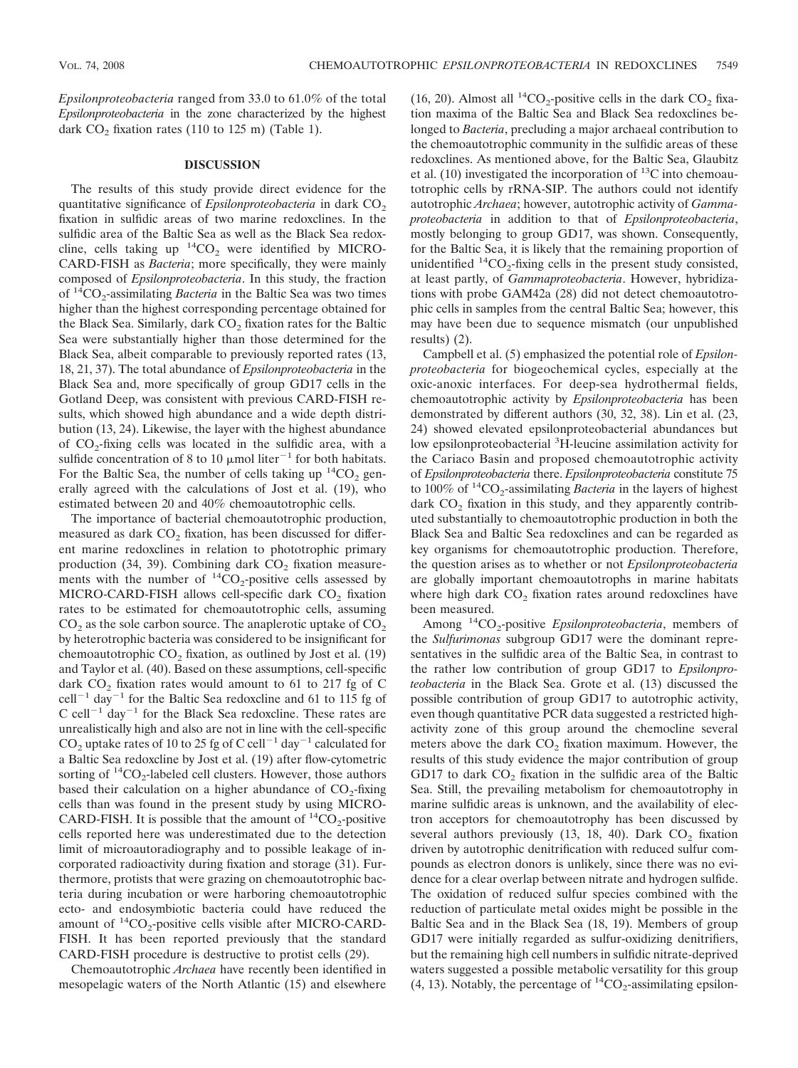*Epsilonproteobacteria* ranged from 33.0 to 61.0% of the total *Epsilonproteobacteria* in the zone characterized by the highest dark $CO_2$ fixation rates (110 to 125 m) (Table 1).

## DISCUSSION

The results of this study provide direct evidence for the quantitative significance of *Epsilonproteobacteria* in dark $CO_2$ fixation in sulfidic areas of two marine redoxclines. In the sulfidic area of the Baltic Sea as well as the Black Sea redoxcline, cells taking up $^{14}CO_2$ were identified by MICRO-CARD-FISH as *Bacteria*; more specifically, they were mainly composed of *Epsilonproteobacteria*. In this study, the fraction of $^{14}CO_2$-assimilating *Bacteria* in the Baltic Sea was two times higher than the highest corresponding percentage obtained for the Black Sea. Similarly, dark $CO_2$ fixation rates for the Baltic Sea were substantially higher than those determined for the Black Sea, albeit comparable to previously reported rates (13, 18, 21, 37). The total abundance of *Epsilonproteobacteria* in the Black Sea and, more specifically of group GD17 cells in the Gotland Deep, was consistent with previous CARD-FISH results, which showed high abundance and a wide depth distribution (13, 24). Likewise, the layer with the highest abundance of $CO_2$-fixing cells was located in the sulfidic area, with a sulfide concentration of 8 to 10 $\mu$mol liter$^{-1}$ for both habitats. For the Baltic Sea, the number of cells taking up $^{14}CO_2$ generally agreed with the calculations of Jost et al. (19), who estimated between 20 and 40% chemoautotrophic cells.

The importance of bacterial chemoautotrophic production, measured as dark $CO_2$ fixation, has been discussed for different marine redoxclines in relation to phototrophic primary production (34, 39). Combining dark $CO_2$ fixation measurements with the number of $^{14}CO_2$-positive cells assessed by MICRO-CARD-FISH allows cell-specific dark $CO_2$ fixation rates to be estimated for chemoautotrophic cells, assuming $CO_2$ as the sole carbon source. The anaplerotic uptake of $CO_2$ by heterotrophic bacteria was considered to be insignificant for chemoautotrophic $CO_2$ fixation, as outlined by Jost et al. (19) and Taylor et al. (40). Based on these assumptions, cell-specific dark $CO_2$ fixation rates would amount to 61 to 217 fg of C cell$^{-1}$ day$^{-1}$ for the Baltic Sea redoxcline and 61 to 115 fg of C cell$^{-1}$ day$^{-1}$ for the Black Sea redoxcline. These rates are unrealistically high and also are not in line with the cell-specific $CO_2$ uptake rates of 10 to 25 fg of C cell$^{-1}$ day$^{-1}$ calculated for a Baltic Sea redoxcline by Jost et al. (19) after flow-cytometric sorting of $^{14}CO_2$-labeled cell clusters. However, those authors based their calculation on a higher abundance of $CO_2$-fixing cells than was found in the present study by using MICRO-CARD-FISH. It is possible that the amount of $^{14}CO_2$-positive cells reported here was underestimated due to the detection limit of microautoradiography and to possible leakage of incorporated radioactivity during fixation and storage (31). Furthermore, protists that were grazing on chemoautotrophic bacteria during incubation or were harboring chemoautotrophic ecto- and endosymbiotic bacteria could have reduced the amount of $^{14}CO_2$-positive cells visible after MICRO-CARD-FISH. It has been reported previously that the standard CARD-FISH procedure is destructive to protist cells (29).

Chemoautotrophic *Archaea* have recently been identified in mesopelagic waters of the North Atlantic (15) and elsewhere (16, 20). Almost all $^{14}CO_2$-positive cells in the dark $CO_2$ fixation maxima of the Baltic Sea and Black Sea redoxclines belonged to *Bacteria*, precluding a major archaeal contribution to the chemoautotrophic community in the sulfidic areas of these redoxclines. As mentioned above, for the Baltic Sea, Glaubitz et al. (10) investigated the incorporation of $^{13}C$ into chemoautotrophic cells by rRNA-SIP. The authors could not identify autotrophic *Archaea*; however, autotrophic activity of *Gammaproteobacteria* in addition to that of *Epsilonproteobacteria*, mostly belonging to group GD17, was shown. Consequently, for the Baltic Sea, it is likely that the remaining proportion of unidentified $^{14}CO_2$-fixing cells in the present study consisted, at least partly, of *Gammaproteobacteria*. However, hybridizations with probe GAM42a (28) did not detect chemoautotrophic cells in samples from the central Baltic Sea; however, this may have been due to sequence mismatch (our unpublished results) (2).

Campbell et al. (5) emphasized the potential role of *Epsilonproteobacteria* for biogeochemical cycles, especially at the oxic-anoxic interfaces. For deep-sea hydrothermal fields, chemoautotrophic activity by *Epsilonproteobacteria* has been demonstrated by different authors (30, 32, 38). Lin et al. (23, 24) showed elevated epsilonproteobacterial abundances but low epsilonproteobacterial $^3H$-leucine assimilation activity for the Cariaco Basin and proposed chemoautotrophic activity of *Epsilonproteobacteria* there. *Epsilonproteobacteria* constitute 75 to 100% of $^{14}CO_2$-assimilating *Bacteria* in the layers of highest dark $CO_2$ fixation in this study, and they apparently contributed substantially to chemoautotrophic production in both the Black Sea and Baltic Sea redoxclines and can be regarded as key organisms for chemoautotrophic production. Therefore, the question arises as to whether or not *Epsilonproteobacteria* are globally important chemoautotrophs in marine habitats where high dark $CO_2$ fixation rates around redoxclines have been measured.

Among $^{14}CO_2$-positive *Epsilonproteobacteria*, members of the *Sulfurimonas* subgroup GD17 were the dominant representatives in the sulfidic area of the Baltic Sea, in contrast to the rather low contribution of group GD17 to *Epsilonproteobacteria* in the Black Sea. Grote et al. (13) discussed the possible contribution of group GD17 to autotrophic activity, even though quantitative PCR data suggested a restricted high-activity zone of this group around the chemocline several meters above the dark $CO_2$ fixation maximum. However, the results of this study evidence the major contribution of group GD17 to dark $CO_2$ fixation in the sulfidic area of the Baltic Sea. Still, the prevailing metabolism for chemoautotrophy in marine sulfidic areas is unknown, and the availability of electron acceptors for chemoautotrophy has been discussed by several authors previously (13, 18, 40). Dark $CO_2$ fixation driven by autotrophic denitrification with reduced sulfur compounds as electron donors is unlikely, since there was no evidence for a clear overlap between nitrate and hydrogen sulfide. The oxidation of reduced sulfur species combined with the reduction of particulate metal oxides might be possible in the Baltic Sea and in the Black Sea (18, 19). Members of group GD17 were initially regarded as sulfur-oxidizing denitrifiers, but the remaining high cell numbers in sulfidic nitrate-deprived waters suggested a possible metabolic versatility for this group (4, 13). Notably, the percentage of $^{14}CO_2$-assimilating epsilon-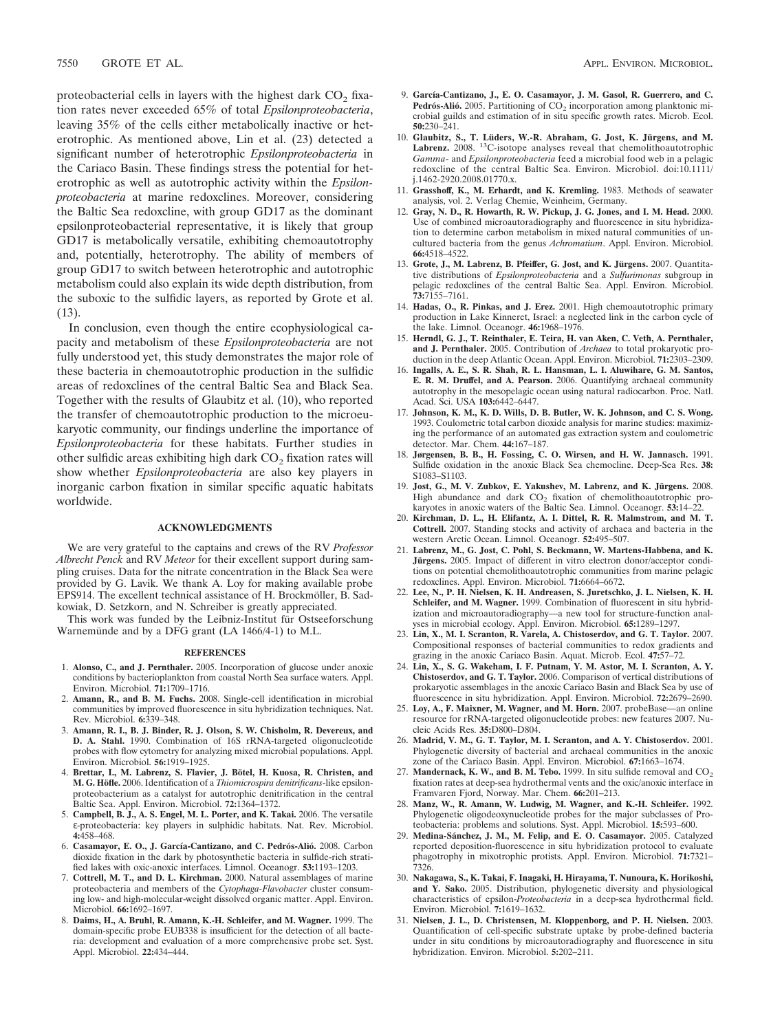proteobacterial cells in layers with the highest dark $CO_2$ fixation rates never exceeded 65% of total *Epsilonproteobacteria*, leaving 35% of the cells either metabolically inactive or heterotrophic. As mentioned above, Lin et al. (23) detected a significant number of heterotrophic *Epsilonproteobacteria* in the Cariaco Basin. These findings stress the potential for heterotrophic as well as autotrophic activity within the *Epsilonproteobacteria* at marine redoxclines. Moreover, considering the Baltic Sea redoxcline, with group GD17 as the dominant epsilonproteobacterial representative, it is likely that group GD17 is metabolically versatile, exhibiting chemoautotrophy and, potentially, heterotrophy. The ability of members of group GD17 to switch between heterotrophic and autotrophic metabolism could also explain its wide depth distribution, from the suboxic to the sulfidic layers, as reported by Grote et al. (13).

In conclusion, even though the entire ecophysiological capacity and metabolism of these *Epsilonproteobacteria* are not fully understood yet, this study demonstrates the major role of these bacteria in chemoautotrophic production in the sulfidic areas of redoxclines of the central Baltic Sea and Black Sea. Together with the results of Glaubitz et al. (10), who reported the transfer of chemoautotrophic production to the microeukaryotic community, our findings underline the importance of *Epsilonproteobacteria* for these habitats. Further studies in other sulfidic areas exhibiting high dark $CO_2$ fixation rates will show whether *Epsilonproteobacteria* are also key players in inorganic carbon fixation in similar specific aquatic habitats worldwide.

## ACKNOWLEDGMENTS

We are very grateful to the captains and crews of the RV *Professor Albrecht Penck* and RV *Meteor* for their excellent support during sampling cruises. Data for the nitrate concentration in the Black Sea were provided by G. Lavik. We thank A. Loy for making available probe EPS914. The excellent technical assistance of H. Brockmöller, B. Sadkowiak, D. Setzkorn, and N. Schreiber is greatly appreciated.

This work was funded by the Leibniz-Institut für Ostseeforschung Warnemünde and by a DFG grant (LA 1466/4-1) to M.L.

## REFERENCES

1. **Alonso, C., and J. Pernthaler.** 2005. Incorporation of glucose under anoxic conditions by bacterioplankton from coastal North Sea surface waters. Appl. Environ. Microbiol. **71:**1709–1716.
2. **Amann, R., and B. M. Fuchs.** 2008. Single-cell identification in microbial communities by improved fluorescence in situ hybridization techniques. Nat. Rev. Microbiol. **6:**339–348.
3. **Amann, R. I., B. J. Binder, R. J. Olson, S. W. Chisholm, R. Devereux, and D. A. Stahl.** 1990. Combination of 16S rRNA-targeted oligonucleotide probes with flow cytometry for analyzing mixed microbial populations. Appl. Environ. Microbiol. **56:**1919–1925.
4. **Brettar, I., M. Labrenz, S. Flavier, J. Bötel, H. Kuosa, R. Christen, and M. G. Höfle.** 2006. Identification of a *Thiomicrospira denitrificans*-like epsilonproteobacterium as a catalyst for autotrophic denitrification in the central Baltic Sea. Appl. Environ. Microbiol. **72:**1364–1372.
5. **Campbell, B. J., A. S. Engel, M. L. Porter, and K. Takai.** 2006. The versatile ε-proteobacteria: key players in sulphidic habitats. Nat. Rev. Microbiol. **4:**458–468.
6. **Casamayor, E. O., J. García-Cantizano, and C. Pedrós-Alió.** 2008. Carbon dioxide fixation in the dark by photosynthetic bacteria in sulfide-rich stratified lakes with oxic-anoxic interfaces. Limnol. Oceanogr. **53:**1193–1203.
7. **Cottrell, M. T., and D. L. Kirchman.** 2000. Natural assemblages of marine proteobacteria and members of the *Cytophaga-Flavobacter* cluster consuming low- and high-molecular-weight dissolved organic matter. Appl. Environ. Microbiol. **66:**1692–1697.
8. **Daims, H., A. Bruhl, R. Amann, K.-H. Schleifer, and M. Wagner.** 1999. The domain-specific probe EUB338 is insufficient for the detection of all bacteria: development and evaluation of a more comprehensive probe set. Syst. Appl. Microbiol. **22:**434–444.
9. **García-Cantizano, J., E. O. Casamayor, J. M. Gasol, R. Guerrero, and C. Pedrós-Alió.** 2005. Partitioning of $CO_2$ incorporation among planktonic microbial guilds and estimation of in situ specific growth rates. Microb. Ecol. **50:**230–241.
10. **Glaubitz, S., T. Lüders, W.-R. Abraham, G. Jost, K. Jürgens, and M. Labrenz.** 2008. $^{13}$C-isotope analyses reveal that chemolithoautotrophic *Gamma-* and *Epsilonproteobacteria* feed a microbial food web in a pelagic redoxcline of the central Baltic Sea. Environ. Microbiol. doi:10.1111/j.1462-2920.2008.01770.x.
11. **Grasshoff, K., M. Erhardt, and K. Kremling.** 1983. Methods of seawater analysis, vol. 2. Verlag Chemie, Weinheim, Germany.
12. **Gray, N. D., R. Howarth, R. W. Pickup, J. G. Jones, and I. M. Head.** 2000. Use of combined microautoradiography and fluorescence in situ hybridization to determine carbon metabolism in mixed natural communities of uncultured bacteria from the genus *Achromatium*. Appl. Environ. Microbiol. **66:**4518–4522.
13. **Grote, J., M. Labrenz, B. Pfeiffer, G. Jost, and K. Jürgens.** 2007. Quantitative distributions of *Epsilonproteobacteria* and a *Sulfurimonas* subgroup in pelagic redoxclines of the central Baltic Sea. Appl. Environ. Microbiol. **73:**7155–7161.
14. **Hadas, O., R. Pinkas, and J. Erez.** 2001. High chemoautotrophic primary production in Lake Kinneret, Israel: a neglected link in the carbon cycle of the lake. Limnol. Oceanogr. **46:**1968–1976.
15. **Herndl, G. J., T. Reinthaler, E. Teira, H. van Aken, C. Veth, A. Pernthaler, and J. Pernthaler.** 2005. Contribution of *Archaea* to total prokaryotic production in the deep Atlantic Ocean. Appl. Environ. Microbiol. **71:**2303–2309.
16. **Ingalls, A. E., S. R. Shah, R. L. Hansman, L. I. Aluwihare, G. M. Santos, E. R. M. Druffel, and A. Pearson.** 2006. Quantifying archaeal community autotrophy in the mesopelagic ocean using natural radiocarbon. Proc. Natl. Acad. Sci. USA **103:**6442–6447.
17. **Johnson, K. M., K. D. Wills, D. B. Butler, W. K. Johnson, and C. S. Wong.** 1993. Coulometric total carbon dioxide analysis for marine studies: maximizing the performance of an automated gas extraction system and coulometric detector. Mar. Chem. **44:**167–187.
18. **Jørgensen, B. B., H. Fossing, C. O. Wirsen, and H. W. Jannasch.** 1991. Sulfide oxidation in the anoxic Black Sea chemocline. Deep-Sea Res. **38:** S1083–S1103.
19. **Jost, G., M. V. Zubkov, E. Yakushev, M. Labrenz, and K. Jürgens.** 2008. High abundance and dark $CO_2$ fixation of chemolithoautotrophic prokaryotes in anoxic waters of the Baltic Sea. Limnol. Oceanogr. **53:**14–22.
20. **Kirchman, D. L., H. Elifantz, A. I. Dittel, R. R. Malmstrom, and M. T. Cottrell.** 2007. Standing stocks and activity of archaea and bacteria in the western Arctic Ocean. Limnol. Oceanogr. **52:**495–507.
21. **Labrenz, M., G. Jost, C. Pohl, S. Beckmann, W. Martens-Habbena, and K. Jürgens.** 2005. Impact of different in vitro electron donor/acceptor conditions on potential chemolithoautotrophic communities from marine pelagic redoxclines. Appl. Environ. Microbiol. **71:**6664–6672.
22. **Lee, N., P. H. Nielsen, K. H. Andreasen, S. Juretschko, J. L. Nielsen, K. H. Schleifer, and M. Wagner.** 1999. Combination of fluorescent in situ hybridization and microautoradiography—a new tool for structure-function analyses in microbial ecology. Appl. Environ. Microbiol. **65:**1289–1297.
23. **Lin, X., M. I. Scranton, R. Varela, A. Chistoserdov, and G. T. Taylor.** 2007. Compositional responses of bacterial communities to redox gradients and grazing in the anoxic Cariaco Basin. Aquat. Microb. Ecol. **47:**57–72.
24. **Lin, X., S. G. Wakeham, I. F. Putnam, Y. M. Astor, M. I. Scranton, A. Y. Chistoserdov, and G. T. Taylor.** 2006. Comparison of vertical distributions of prokaryotic assemblages in the anoxic Cariaco Basin and Black Sea by use of fluorescence in situ hybridization. Appl. Environ. Microbiol. **72:**2679–2690.
25. **Loy, A., F. Maixner, M. Wagner, and M. Horn.** 2007. probeBase—an online resource for rRNA-targeted oligonucleotide probes: new features 2007. Nucleic Acids Res. **35:**D800–D804.
26. **Madrid, V. M., G. T. Taylor, M. I. Scranton, and A. Y. Chistoserdov.** 2001. Phylogenetic diversity of bacterial and archaeal communities in the anoxic zone of the Cariaco Basin. Appl. Environ. Microbiol. **67:**1663–1674.
27. **Mandernack, K. W., and B. M. Tebo.** 1999. In situ sulfide removal and $CO_2$ fixation rates at deep-sea hydrothermal vents and the oxic/anoxic interface in Framvaren Fjord, Norway. Mar. Chem. **66:**201–213.
28. **Manz, W., R. Amann, W. Ludwig, M. Wagner, and K.-H. Schleifer.** 1992. Phylogenetic oligodeoxynucleotide probes for the major subclasses of Proteobacteria: problems and solutions. Syst. Appl. Microbiol. **15:**593–600.
29. **Medina-Sánchez, J. M., M. Felip, and E. O. Casamayor.** 2005. Catalyzed reported deposition-fluorescence in situ hybridization protocol to evaluate phagotrophy in mixotrophic protists. Appl. Environ. Microbiol. **71:**7321–7326.
30. **Nakagawa, S., K. Takai, F. Inagaki, H. Hirayama, T. Nunoura, K. Horikoshi, and Y. Sako.** 2005. Distribution, phylogenetic diversity and physiological characteristics of epsilon-*Proteobacteria* in a deep-sea hydrothermal field. Environ. Microbiol. **7:**1619–1632.
31. **Nielsen, J. L., D. Christensen, M. Kloppenborg, and P. H. Nielsen.** 2003. Quantification of cell-specific substrate uptake by probe-defined bacteria under in situ conditions by microautoradiography and fluorescence in situ hybridization. Environ. Microbiol. **5:**202–211.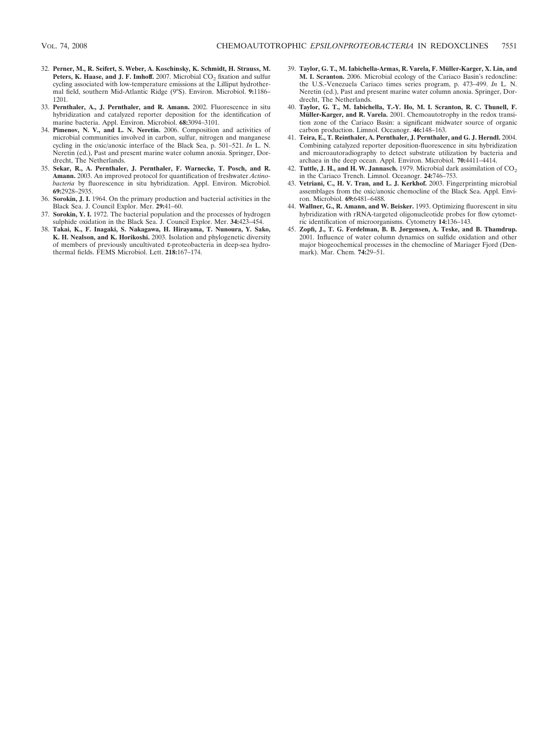32. **Perner, M., R. Seifert, S. Weber, A. Koschinsky, K. Schmidt, H. Strauss, M. Peters, K. Haase, and J. F. Imhoff.** 2007. Microbial $CO_2$ fixation and sulfur cycling associated with low-temperature emissions at the Lilliput hydrothermal field, southern Mid-Atlantic Ridge (9°S). Environ. Microbiol. **9:**1186–1201.
33. **Pernthaler, A., J. Pernthaler, and R. Amann.** 2002. Fluorescence in situ hybridization and catalyzed reporter deposition for the identification of marine bacteria. Appl. Environ. Microbiol. **68:**3094–3101.
34. **Pimenov, N. V., and L. N. Neretin.** 2006. Composition and activities of microbial communities involved in carbon, sulfur, nitrogen and manganese cycling in the oxic/anoxic interface of the Black Sea, p. 501–521. *In* L. N. Neretin (ed.), Past and present marine water column anoxia. Springer, Dordrecht, The Netherlands.
35. **Sekar, R., A. Pernthaler, J. Pernthaler, F. Warnecke, T. Posch, and R. Amann.** 2003. An improved protocol for quantification of freshwater *Actinobacteria* by fluorescence in situ hybridization. Appl. Environ. Microbiol. **69:**2928–2935.
36. **Sorokin, J. I.** 1964. On the primary production and bacterial activities in the Black Sea. J. Council Explor. Mer. **29:**41–60.
37. **Sorokin, Y. I.** 1972. The bacterial population and the processes of hydrogen sulphide oxidation in the Black Sea. J. Council Explor. Mer. **34:**423–454.
38. **Takai, K., F. Inagaki, S. Nakagawa, H. Hirayama, T. Nunoura, Y. Sako, K. H. Nealson, and K. Horikoshi.** 2003. Isolation and phylogenetic diversity of members of previously uncultivated ε-proteobacteria in deep-sea hydrothermal fields. FEMS Microbiol. Lett. **218:**167–174.
39. **Taylor, G. T., M. Iabichella-Armas, R. Varela, F. Müller-Karger, X. Lin, and M. I. Scranton.** 2006. Microbial ecology of the Cariaco Basin's redoxcline: the U.S.-Venezuela Cariaco times series program, p. 473–499. *In* L. N. Neretin (ed.), Past and present marine water column anoxia. Springer, Dordrecht, The Netherlands.
40. **Taylor, G. T., M. Iabichella, T.-Y. Ho, M. I. Scranton, R. C. Thunell, F. Müller-Karger, and R. Varela.** 2001. Chemoautotrophy in the redox transition zone of the Cariaco Basin: a significant midwater source of organic carbon production. Limnol. Oceanogr. **46:**148–163.
41. **Teira, E., T. Reinthaler, A. Pernthaler, J. Pernthaler, and G. J. Herndl.** 2004. Combining catalyzed reporter deposition-fluorescence in situ hybridization and microautoradiography to detect substrate utilization by bacteria and archaea in the deep ocean. Appl. Environ. Microbiol. **70:**4411–4414.
42. **Tuttle, J. H., and H. W. Jannasch.** 1979. Microbial dark assimilation of $CO_2$ in the Cariaco Trench. Limnol. Oceanogr. **24:**746–753.
43. **Vetriani, C., H. V. Tran, and L. J. Kerkhof.** 2003. Fingerprinting microbial assemblages from the oxic/anoxic chemocline of the Black Sea. Appl. Environ. Microbiol. **69:**6481–6488.
44. **Wallner, G., R. Amann, and W. Beisker.** 1993. Optimizing fluorescent in situ hybridization with rRNA-targeted oligonucleotide probes for flow cytometric identification of microorganisms. Cytometry **14:**136–143.
45. **Zopfi, J., T. G. Ferdelman, B. B. Jørgensen, A. Teske, and B. Thamdrup.** 2001. Influence of water column dynamics on sulfide oxidation and other major biogeochemical processes in the chemocline of Mariager Fjord (Denmark). Mar. Chem. **74:**29–51.